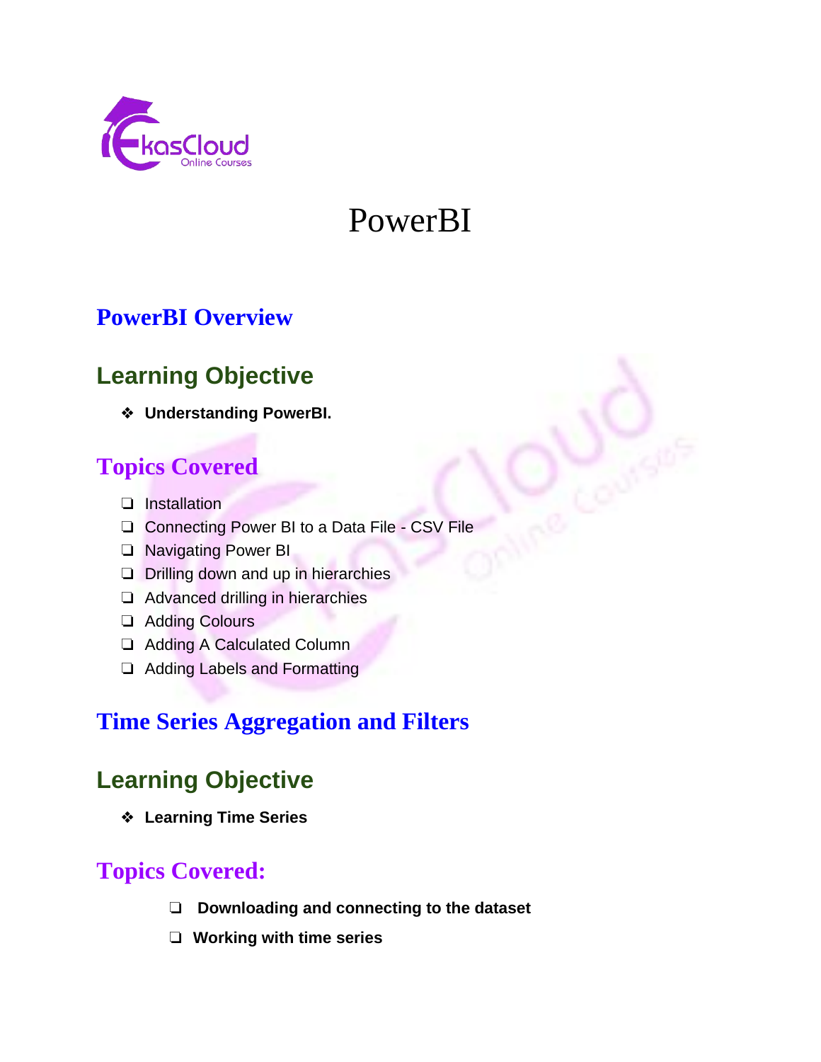# PowerBI

## PowerBI Overview

### Learning Objective

- **Understanding PowerBI.**

### Topics Covered

- Installation
- Connecting Power BI to a Data File - CSV File
- Navigating Power BI
- Drilling down and up in hierarchies
- Advanced drilling in hierarchies
- Adding Colours
- Adding A Calculated Column
- Adding Labels and Formatting

## Time Series Aggregation and Filters

### Learning Objective

- **Learning Time Series**

### Topics Covered:

- **Downloading and connecting to the dataset**
- **Working with time series**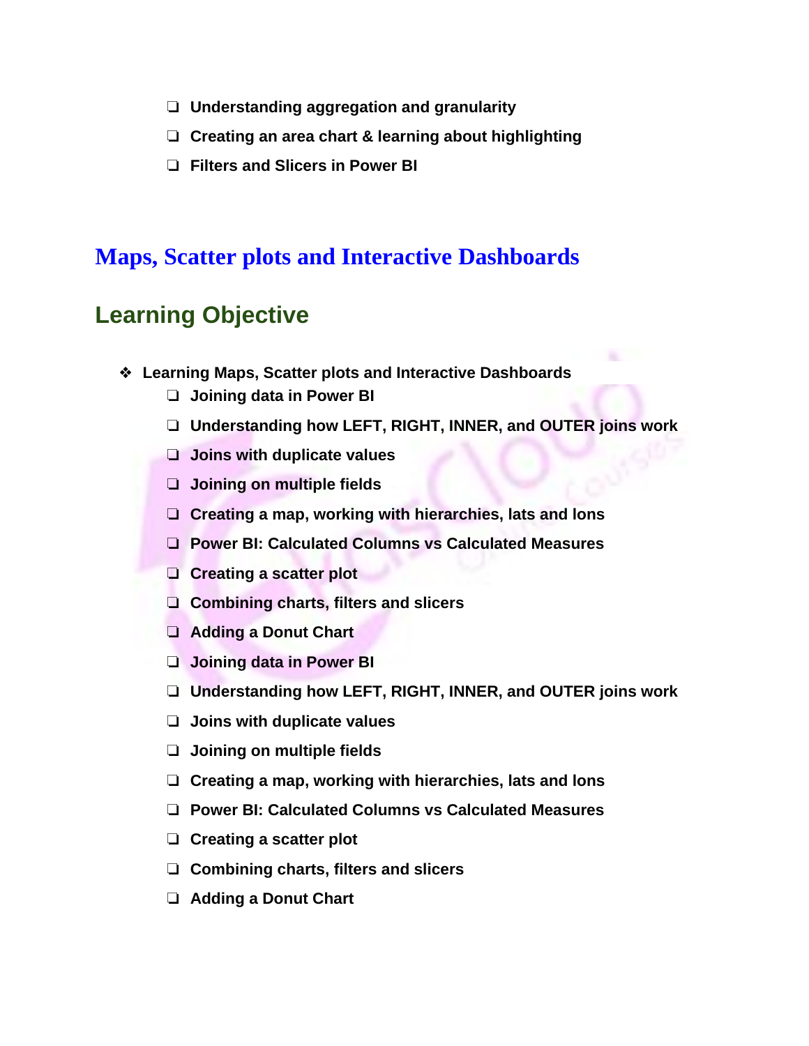- Understanding aggregation and granularity
- Creating an area chart & learning about highlighting
- Filters and Slicers in Power BI

# Maps, Scatter plots and Interactive Dashboards

## Learning Objective

- **Learning Maps, Scatter plots and Interactive Dashboards**
  - Joining data in Power BI
  - Understanding how LEFT, RIGHT, INNER, and OUTER joins work
  - Joins with duplicate values
  - Joining on multiple fields
  - Creating a map, working with hierarchies, lats and lons
  - Power BI: Calculated Columns vs Calculated Measures
  - Creating a scatter plot
  - Combining charts, filters and slicers
  - Adding a Donut Chart
  - Joining data in Power BI
  - Understanding how LEFT, RIGHT, INNER, and OUTER joins work
  - Joins with duplicate values
  - Joining on multiple fields
  - Creating a map, working with hierarchies, lats and lons
  - Power BI: Calculated Columns vs Calculated Measures
  - Creating a scatter plot
  - Combining charts, filters and slicers
  - Adding a Donut Chart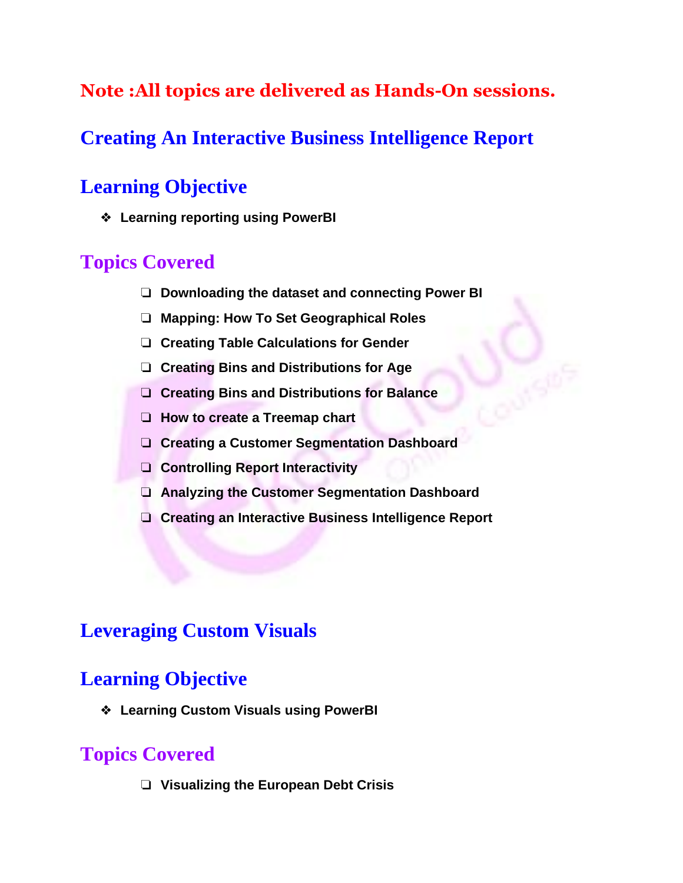**Note :All topics are delivered as Hands-On sessions.**

## Creating An Interactive Business Intelligence Report

## Learning Objective

- **Learning reporting using PowerBI**

## Topics Covered

- **Downloading the dataset and connecting Power BI**
- **Mapping: How To Set Geographical Roles**
- **Creating Table Calculations for Gender**
- **Creating Bins and Distributions for Age**
- **Creating Bins and Distributions for Balance**
- **How to create a Treemap chart**
- **Creating a Customer Segmentation Dashboard**
- **Controlling Report Interactivity**
- **Analyzing the Customer Segmentation Dashboard**
- **Creating an Interactive Business Intelligence Report**

## Leveraging Custom Visuals

## Learning Objective

- **Learning Custom Visuals using PowerBI**

## Topics Covered

- **Visualizing the European Debt Crisis**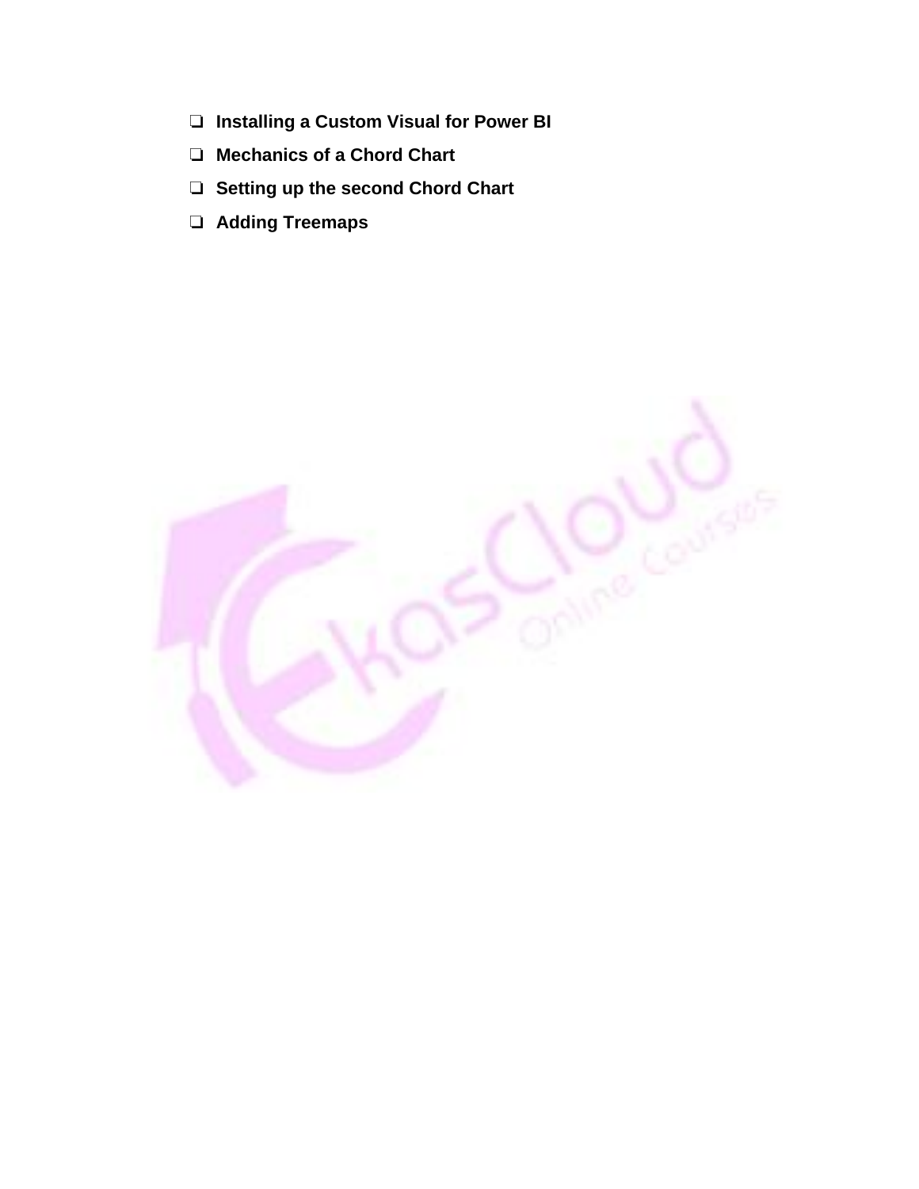- **Installing a Custom Visual for Power BI**
- **Mechanics of a Chord Chart**
- **Setting up the second Chord Chart**
- **Adding Treemaps**